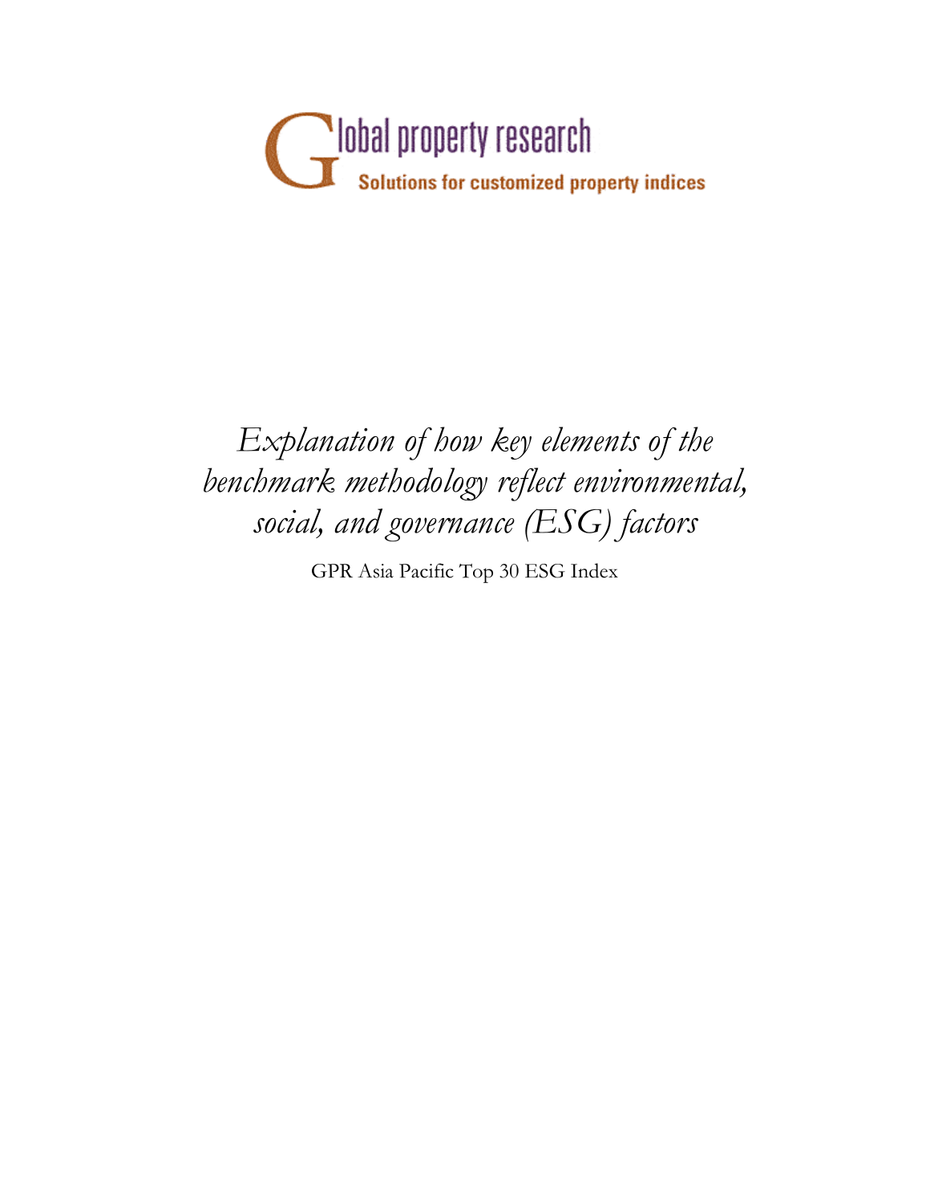Global property research

Solutions for customized property indices

# *Explanation of how key elements of the benchmark methodology reflect environmental, social, and governance (ESG) factors*

GPR Asia Pacific Top 30 ESG Index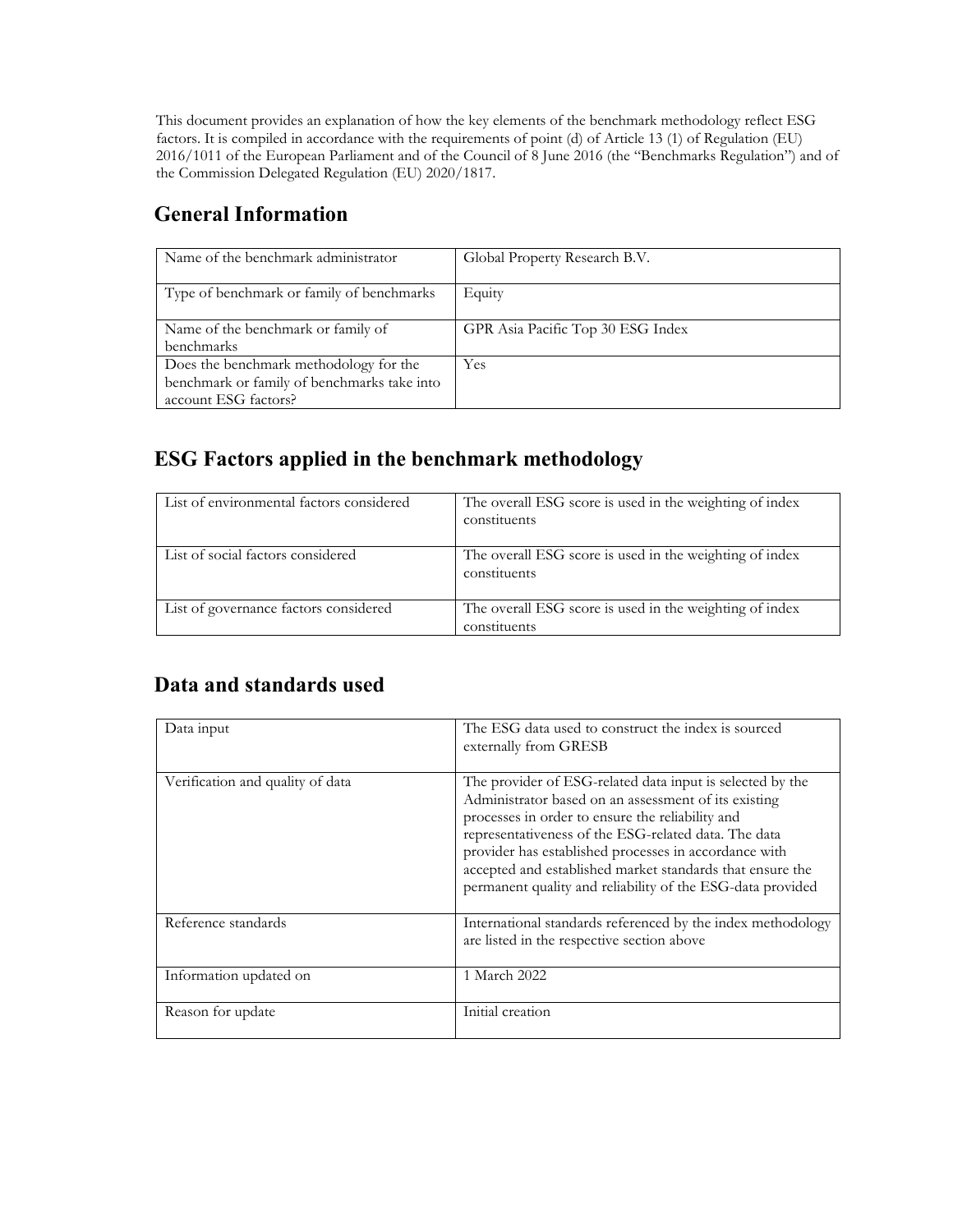This document provides an explanation of how the key elements of the benchmark methodology reflect ESG factors. It is compiled in accordance with the requirements of point (d) of Article 13 (1) of Regulation (EU) 2016/1011 of the European Parliament and of the Council of 8 June 2016 (the "Benchmarks Regulation") and of the Commission Delegated Regulation (EU) 2020/1817.

## General Information

| | |
|---|---|
| Name of the benchmark administrator | Global Property Research B.V. |
| Type of benchmark or family of benchmarks | Equity |
| Name of the benchmark or family of benchmarks | GPR Asia Pacific Top 30 ESG Index |
| Does the benchmark methodology for the benchmark or family of benchmarks take into account ESG factors? | Yes |

## ESG Factors applied in the benchmark methodology

| | |
|---|---|
| List of environmental factors considered | The overall ESG score is used in the weighting of index constituents |
| List of social factors considered | The overall ESG score is used in the weighting of index constituents |
| List of governance factors considered | The overall ESG score is used in the weighting of index constituents |

## Data and standards used

| | |
|---|---|
| Data input | The ESG data used to construct the index is sourced externally from GRESB |
| Verification and quality of data | The provider of ESG-related data input is selected by the Administrator based on an assessment of its existing processes in order to ensure the reliability and representativeness of the ESG-related data. The data provider has established processes in accordance with accepted and established market standards that ensure the permanent quality and reliability of the ESG-data provided |
| Reference standards | International standards referenced by the index methodology are listed in the respective section above |
| Information updated on | 1 March 2022 |
| Reason for update | Initial creation |